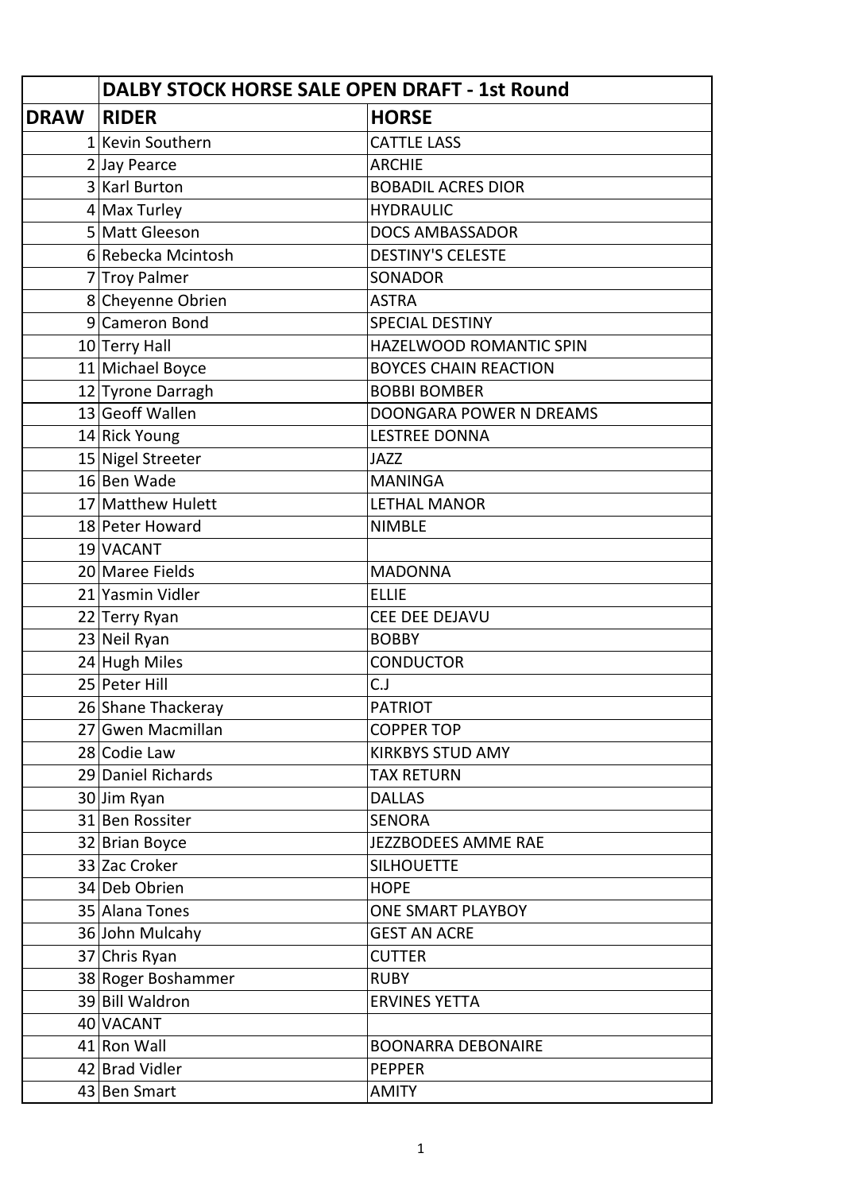| | DALBY STOCK HORSE SALE OPEN DRAFT - 1st Round | |
|---|---|---|
| **DRAW** | **RIDER** | **HORSE** |
| 1 | Kevin Southern | CATTLE LASS |
| 2 | Jay Pearce | ARCHIE |
| 3 | Karl Burton | BOBADIL ACRES DIOR |
| 4 | Max Turley | HYDRAULIC |
| 5 | Matt Gleeson | DOCS AMBASSADOR |
| 6 | Rebecka Mcintosh | DESTINY'S CELESTE |
| 7 | Troy Palmer | SONADOR |
| 8 | Cheyenne Obrien | ASTRA |
| 9 | Cameron Bond | SPECIAL DESTINY |
| 10 | Terry Hall | HAZELWOOD ROMANTIC SPIN |
| 11 | Michael Boyce | BOYCES CHAIN REACTION |
| 12 | Tyrone Darragh | BOBBI BOMBER |
| 13 | Geoff Wallen | DOONGARA POWER N DREAMS |
| 14 | Rick Young | LESTREE DONNA |
| 15 | Nigel Streeter | JAZZ |
| 16 | Ben Wade | MANINGA |
| 17 | Matthew Hulett | LETHAL MANOR |
| 18 | Peter Howard | NIMBLE |
| 19 | VACANT | |
| 20 | Maree Fields | MADONNA |
| 21 | Yasmin Vidler | ELLIE |
| 22 | Terry Ryan | CEE DEE DEJAVU |
| 23 | Neil Ryan | BOBBY |
| 24 | Hugh Miles | CONDUCTOR |
| 25 | Peter Hill | C.J |
| 26 | Shane Thackeray | PATRIOT |
| 27 | Gwen Macmillan | COPPER TOP |
| 28 | Codie Law | KIRKBYS STUD AMY |
| 29 | Daniel Richards | TAX RETURN |
| 30 | Jim Ryan | DALLAS |
| 31 | Ben Rossiter | SENORA |
| 32 | Brian Boyce | JEZZBODEES AMME RAE |
| 33 | Zac Croker | SILHOUETTE |
| 34 | Deb Obrien | HOPE |
| 35 | Alana Tones | ONE SMART PLAYBOY |
| 36 | John Mulcahy | GEST AN ACRE |
| 37 | Chris Ryan | CUTTER |
| 38 | Roger Boshammer | RUBY |
| 39 | Bill Waldron | ERVINES YETTA |
| 40 | VACANT | |
| 41 | Ron Wall | BOONARRA DEBONAIRE |
| 42 | Brad Vidler | PEPPER |
| 43 | Ben Smart | AMITY |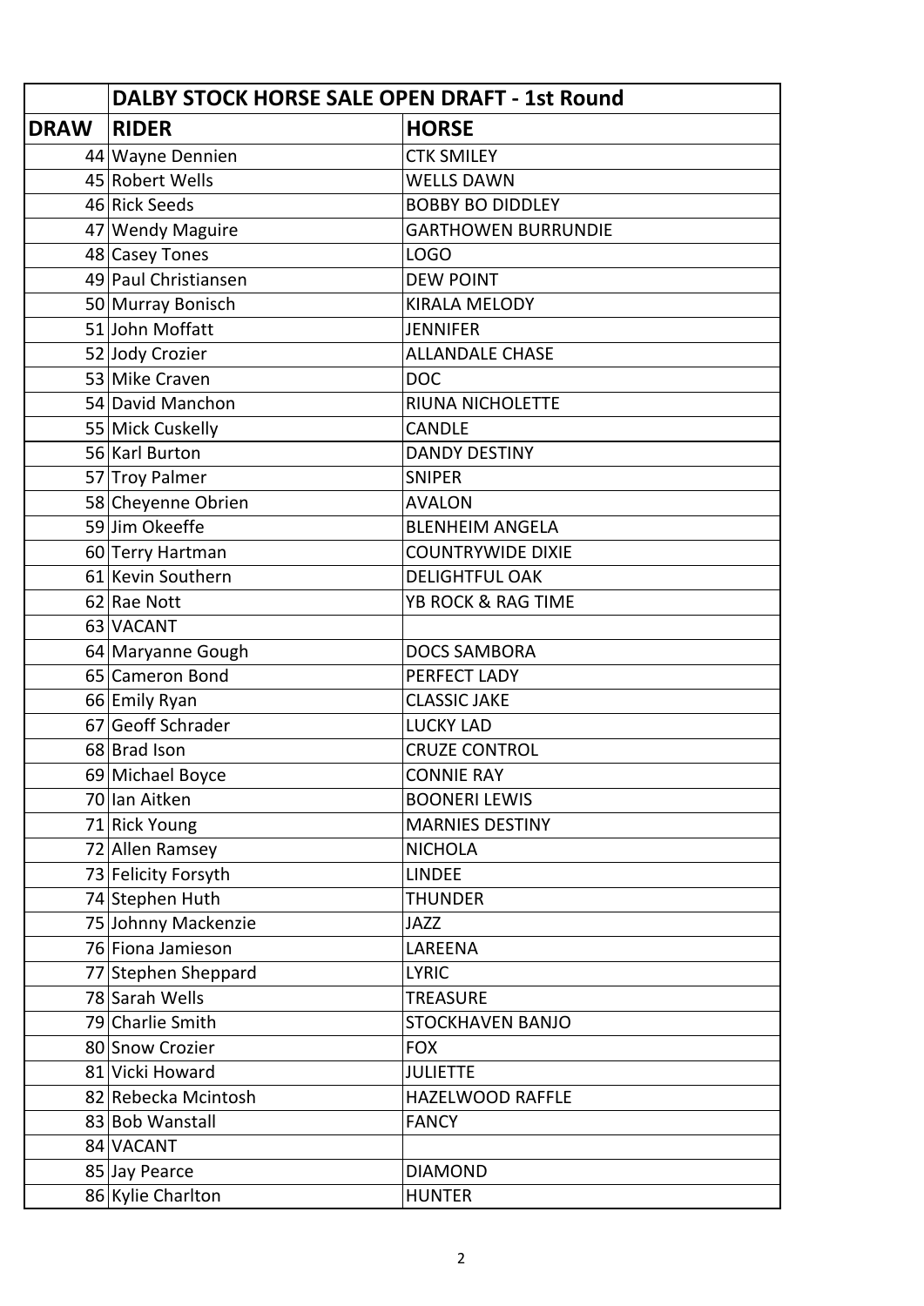| | DALBY STOCK HORSE SALE OPEN DRAFT - 1st Round | |
|---|---|---|
| **DRAW** | **RIDER** | **HORSE** |
| 44 | Wayne Dennien | CTK SMILEY |
| 45 | Robert Wells | WELLS DAWN |
| 46 | Rick Seeds | BOBBY BO DIDDLEY |
| 47 | Wendy Maguire | GARTHOWEN BURRUNDIE |
| 48 | Casey Tones | LOGO |
| 49 | Paul Christiansen | DEW POINT |
| 50 | Murray Bonisch | KIRALA MELODY |
| 51 | John Moffatt | JENNIFER |
| 52 | Jody Crozier | ALLANDALE CHASE |
| 53 | Mike Craven | DOC |
| 54 | David Manchon | RIUNA NICHOLETTE |
| 55 | Mick Cuskelly | CANDLE |
| 56 | Karl Burton | DANDY DESTINY |
| 57 | Troy Palmer | SNIPER |
| 58 | Cheyenne Obrien | AVALON |
| 59 | Jim Okeeffe | BLENHEIM ANGELA |
| 60 | Terry Hartman | COUNTRYWIDE DIXIE |
| 61 | Kevin Southern | DELIGHTFUL OAK |
| 62 | Rae Nott | YB ROCK & RAG TIME |
| 63 | VACANT | |
| 64 | Maryanne Gough | DOCS SAMBORA |
| 65 | Cameron Bond | PERFECT LADY |
| 66 | Emily Ryan | CLASSIC JAKE |
| 67 | Geoff Schrader | LUCKY LAD |
| 68 | Brad Ison | CRUZE CONTROL |
| 69 | Michael Boyce | CONNIE RAY |
| 70 | Ian Aitken | BOONERI LEWIS |
| 71 | Rick Young | MARNIES DESTINY |
| 72 | Allen Ramsey | NICHOLA |
| 73 | Felicity Forsyth | LINDEE |
| 74 | Stephen Huth | THUNDER |
| 75 | Johnny Mackenzie | JAZZ |
| 76 | Fiona Jamieson | LAREENA |
| 77 | Stephen Sheppard | LYRIC |
| 78 | Sarah Wells | TREASURE |
| 79 | Charlie Smith | STOCKHAVEN BANJO |
| 80 | Snow Crozier | FOX |
| 81 | Vicki Howard | JULIETTE |
| 82 | Rebecka Mcintosh | HAZELWOOD RAFFLE |
| 83 | Bob Wanstall | FANCY |
| 84 | VACANT | |
| 85 | Jay Pearce | DIAMOND |
| 86 | Kylie Charlton | HUNTER |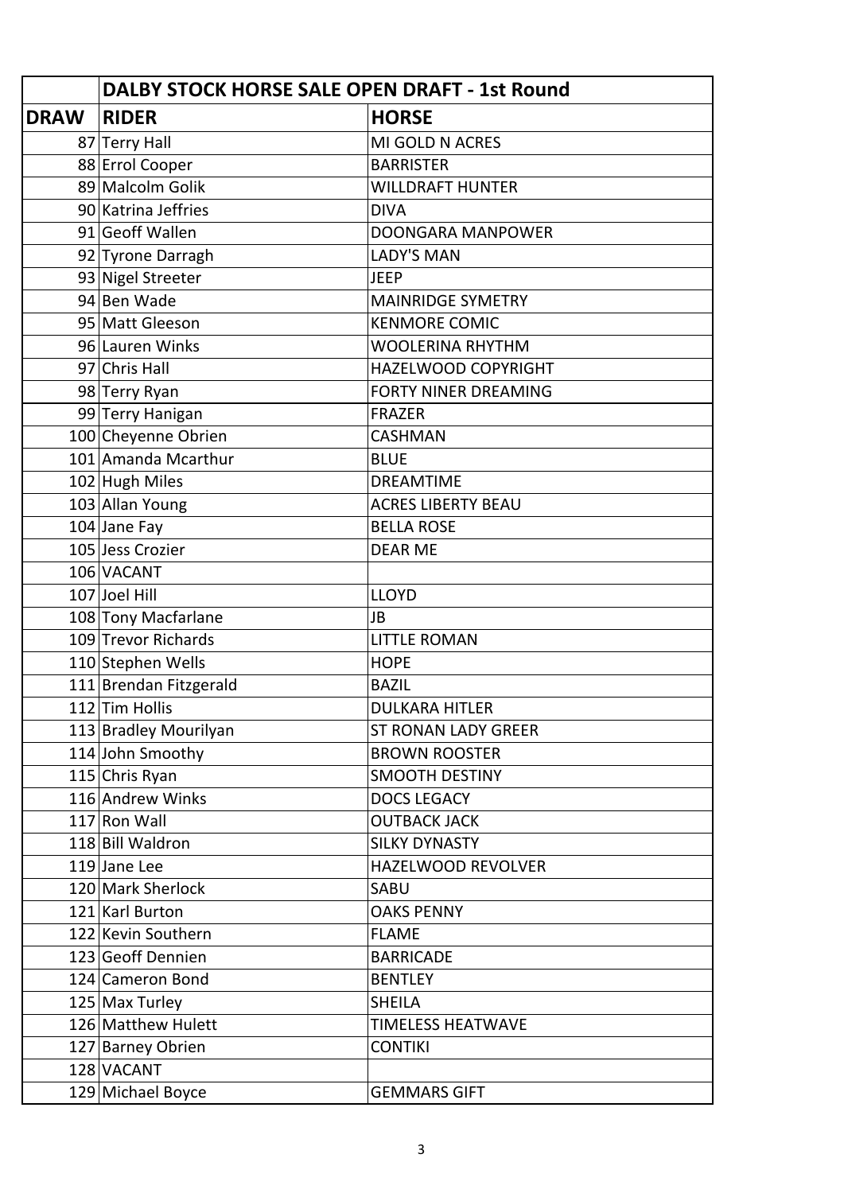| | DALBY STOCK HORSE SALE OPEN DRAFT - 1st Round | |
|---|---|---|
| **DRAW** | **RIDER** | **HORSE** |
| 87 | Terry Hall | MI GOLD N ACRES |
| 88 | Errol Cooper | BARRISTER |
| 89 | Malcolm Golik | WILLDRAFT HUNTER |
| 90 | Katrina Jeffries | DIVA |
| 91 | Geoff Wallen | DOONGARA MANPOWER |
| 92 | Tyrone Darragh | LADY'S MAN |
| 93 | Nigel Streeter | JEEP |
| 94 | Ben Wade | MAINRIDGE SYMETRY |
| 95 | Matt Gleeson | KENMORE COMIC |
| 96 | Lauren Winks | WOOLERINA RHYTHM |
| 97 | Chris Hall | HAZELWOOD COPYRIGHT |
| 98 | Terry Ryan | FORTY NINER DREAMING |
| 99 | Terry Hanigan | FRAZER |
| 100 | Cheyenne Obrien | CASHMAN |
| 101 | Amanda Mcarthur | BLUE |
| 102 | Hugh Miles | DREAMTIME |
| 103 | Allan Young | ACRES LIBERTY BEAU |
| 104 | Jane Fay | BELLA ROSE |
| 105 | Jess Crozier | DEAR ME |
| 106 | VACANT | |
| 107 | Joel Hill | LLOYD |
| 108 | Tony Macfarlane | JB |
| 109 | Trevor Richards | LITTLE ROMAN |
| 110 | Stephen Wells | HOPE |
| 111 | Brendan Fitzgerald | BAZIL |
| 112 | Tim Hollis | DULKARA HITLER |
| 113 | Bradley Mourilyan | ST RONAN LADY GREER |
| 114 | John Smoothy | BROWN ROOSTER |
| 115 | Chris Ryan | SMOOTH DESTINY |
| 116 | Andrew Winks | DOCS LEGACY |
| 117 | Ron Wall | OUTBACK JACK |
| 118 | Bill Waldron | SILKY DYNASTY |
| 119 | Jane Lee | HAZELWOOD REVOLVER |
| 120 | Mark Sherlock | SABU |
| 121 | Karl Burton | OAKS PENNY |
| 122 | Kevin Southern | FLAME |
| 123 | Geoff Dennien | BARRICADE |
| 124 | Cameron Bond | BENTLEY |
| 125 | Max Turley | SHEILA |
| 126 | Matthew Hulett | TIMELESS HEATWAVE |
| 127 | Barney Obrien | CONTIKI |
| 128 | VACANT | |
| 129 | Michael Boyce | GEMMARS GIFT |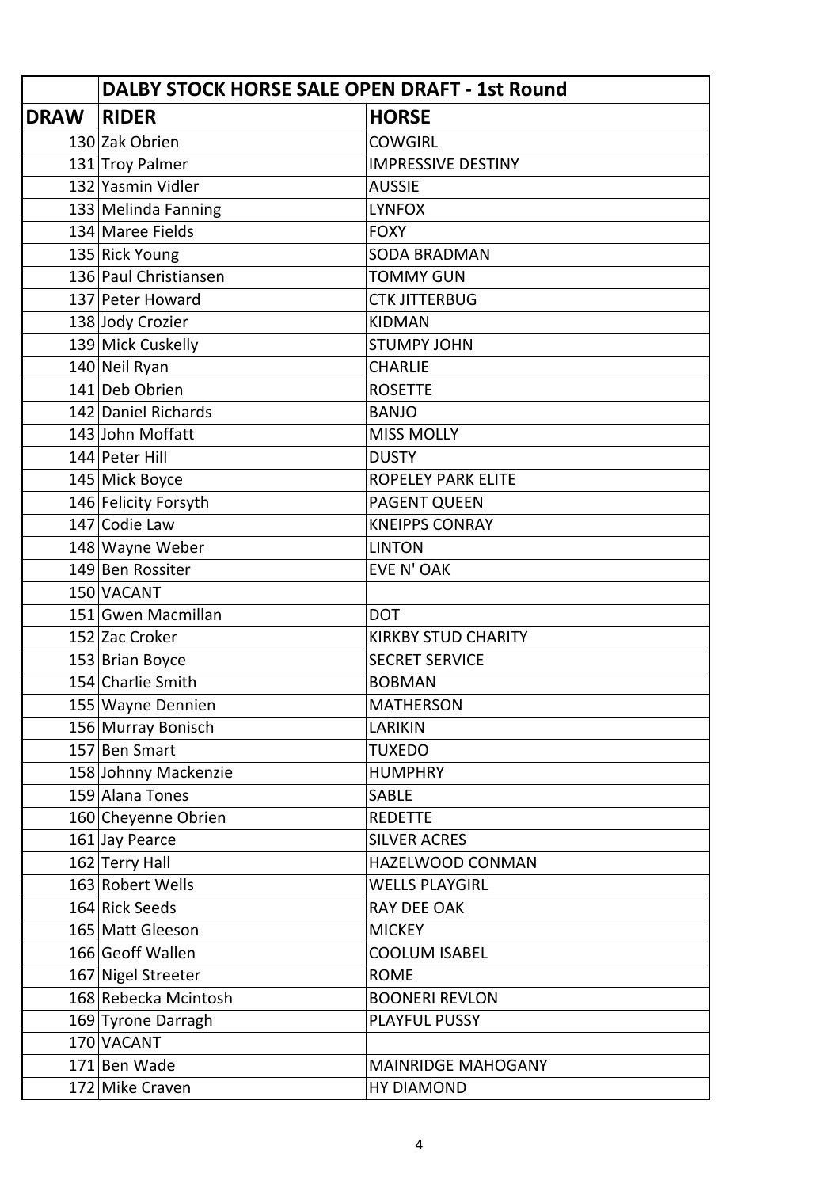| | DALBY STOCK HORSE SALE OPEN DRAFT - 1st Round | |
|---|---|---|
| **DRAW** | **RIDER** | **HORSE** |
| 130 | Zak Obrien | COWGIRL |
| 131 | Troy Palmer | IMPRESSIVE DESTINY |
| 132 | Yasmin Vidler | AUSSIE |
| 133 | Melinda Fanning | LYNFOX |
| 134 | Maree Fields | FOXY |
| 135 | Rick Young | SODA BRADMAN |
| 136 | Paul Christiansen | TOMMY GUN |
| 137 | Peter Howard | CTK JITTERBUG |
| 138 | Jody Crozier | KIDMAN |
| 139 | Mick Cuskelly | STUMPY JOHN |
| 140 | Neil Ryan | CHARLIE |
| 141 | Deb Obrien | ROSETTE |
| 142 | Daniel Richards | BANJO |
| 143 | John Moffatt | MISS MOLLY |
| 144 | Peter Hill | DUSTY |
| 145 | Mick Boyce | ROPELEY PARK ELITE |
| 146 | Felicity Forsyth | PAGENT QUEEN |
| 147 | Codie Law | KNEIPPS CONRAY |
| 148 | Wayne Weber | LINTON |
| 149 | Ben Rossiter | EVE N' OAK |
| 150 | VACANT | |
| 151 | Gwen Macmillan | DOT |
| 152 | Zac Croker | KIRKBY STUD CHARITY |
| 153 | Brian Boyce | SECRET SERVICE |
| 154 | Charlie Smith | BOBMAN |
| 155 | Wayne Dennien | MATHERSON |
| 156 | Murray Bonisch | LARIKIN |
| 157 | Ben Smart | TUXEDO |
| 158 | Johnny Mackenzie | HUMPHRY |
| 159 | Alana Tones | SABLE |
| 160 | Cheyenne Obrien | REDETTE |
| 161 | Jay Pearce | SILVER ACRES |
| 162 | Terry Hall | HAZELWOOD CONMAN |
| 163 | Robert Wells | WELLS PLAYGIRL |
| 164 | Rick Seeds | RAY DEE OAK |
| 165 | Matt Gleeson | MICKEY |
| 166 | Geoff Wallen | COOLUM ISABEL |
| 167 | Nigel Streeter | ROME |
| 168 | Rebecka Mcintosh | BOONERI REVLON |
| 169 | Tyrone Darragh | PLAYFUL PUSSY |
| 170 | VACANT | |
| 171 | Ben Wade | MAINRIDGE MAHOGANY |
| 172 | Mike Craven | HY DIAMOND |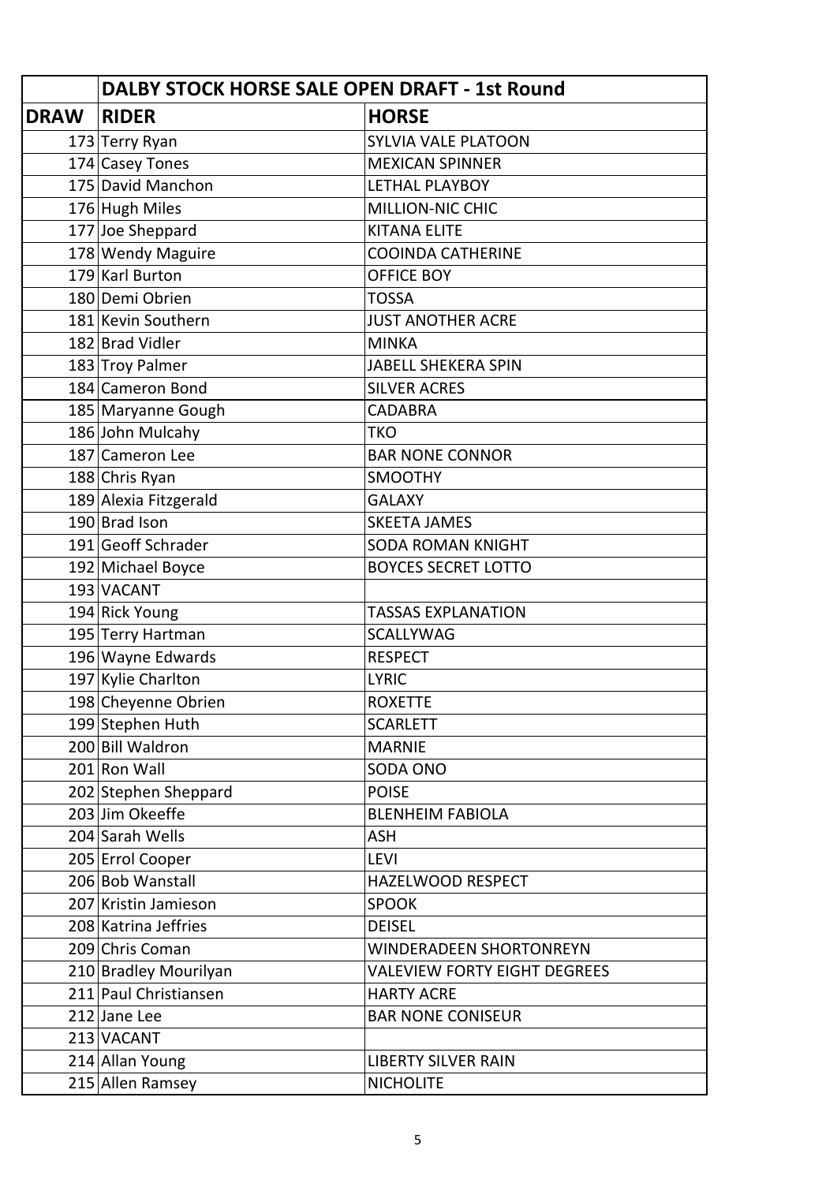| | DALBY STOCK HORSE SALE OPEN DRAFT - 1st Round | |
|---|---|---|
| **DRAW** | **RIDER** | **HORSE** |
| 173 | Terry Ryan | SYLVIA VALE PLATOON |
| 174 | Casey Tones | MEXICAN SPINNER |
| 175 | David Manchon | LETHAL PLAYBOY |
| 176 | Hugh Miles | MILLION-NIC CHIC |
| 177 | Joe Sheppard | KITANA ELITE |
| 178 | Wendy Maguire | COOINDA CATHERINE |
| 179 | Karl Burton | OFFICE BOY |
| 180 | Demi Obrien | TOSSA |
| 181 | Kevin Southern | JUST ANOTHER ACRE |
| 182 | Brad Vidler | MINKA |
| 183 | Troy Palmer | JABELL SHEKERA SPIN |
| 184 | Cameron Bond | SILVER ACRES |
| 185 | Maryanne Gough | CADABRA |
| 186 | John Mulcahy | TKO |
| 187 | Cameron Lee | BAR NONE CONNOR |
| 188 | Chris Ryan | SMOOTHY |
| 189 | Alexia Fitzgerald | GALAXY |
| 190 | Brad Ison | SKEETA JAMES |
| 191 | Geoff Schrader | SODA ROMAN KNIGHT |
| 192 | Michael Boyce | BOYCES SECRET LOTTO |
| 193 | VACANT | |
| 194 | Rick Young | TASSAS EXPLANATION |
| 195 | Terry Hartman | SCALLYWAG |
| 196 | Wayne Edwards | RESPECT |
| 197 | Kylie Charlton | LYRIC |
| 198 | Cheyenne Obrien | ROXETTE |
| 199 | Stephen Huth | SCARLETT |
| 200 | Bill Waldron | MARNIE |
| 201 | Ron Wall | SODA ONO |
| 202 | Stephen Sheppard | POISE |
| 203 | Jim Okeeffe | BLENHEIM FABIOLA |
| 204 | Sarah Wells | ASH |
| 205 | Errol Cooper | LEVI |
| 206 | Bob Wanstall | HAZELWOOD RESPECT |
| 207 | Kristin Jamieson | SPOOK |
| 208 | Katrina Jeffries | DEISEL |
| 209 | Chris Coman | WINDERADEEN SHORTONREYN |
| 210 | Bradley Mourilyan | VALEVIEW FORTY EIGHT DEGREES |
| 211 | Paul Christiansen | HARTY ACRE |
| 212 | Jane Lee | BAR NONE CONISEUR |
| 213 | VACANT | |
| 214 | Allan Young | LIBERTY SILVER RAIN |
| 215 | Allen Ramsey | NICHOLITE |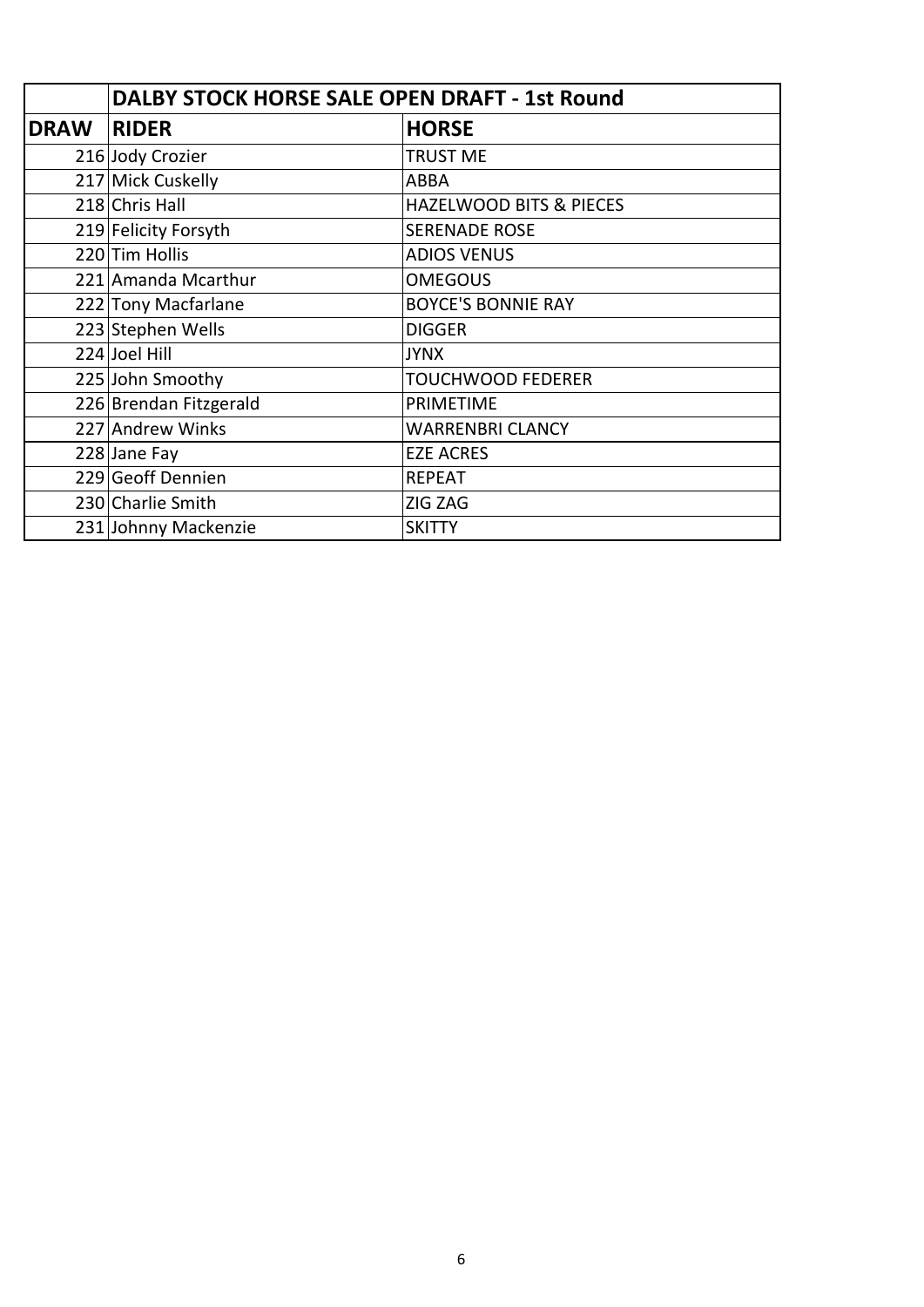| | DALBY STOCK HORSE SALE OPEN DRAFT - 1st Round | |
|---|---|---|
| **DRAW** | **RIDER** | **HORSE** |
| 216 | Jody Crozier | TRUST ME |
| 217 | Mick Cuskelly | ABBA |
| 218 | Chris Hall | HAZELWOOD BITS & PIECES |
| 219 | Felicity Forsyth | SERENADE ROSE |
| 220 | Tim Hollis | ADIOS VENUS |
| 221 | Amanda Mcarthur | OMEGOUS |
| 222 | Tony Macfarlane | BOYCE'S BONNIE RAY |
| 223 | Stephen Wells | DIGGER |
| 224 | Joel Hill | JYNX |
| 225 | John Smoothy | TOUCHWOOD FEDERER |
| 226 | Brendan Fitzgerald | PRIMETIME |
| 227 | Andrew Winks | WARRENBRI CLANCY |
| 228 | Jane Fay | EZE ACRES |
| 229 | Geoff Dennien | REPEAT |
| 230 | Charlie Smith | ZIG ZAG |
| 231 | Johnny Mackenzie | SKITTY |